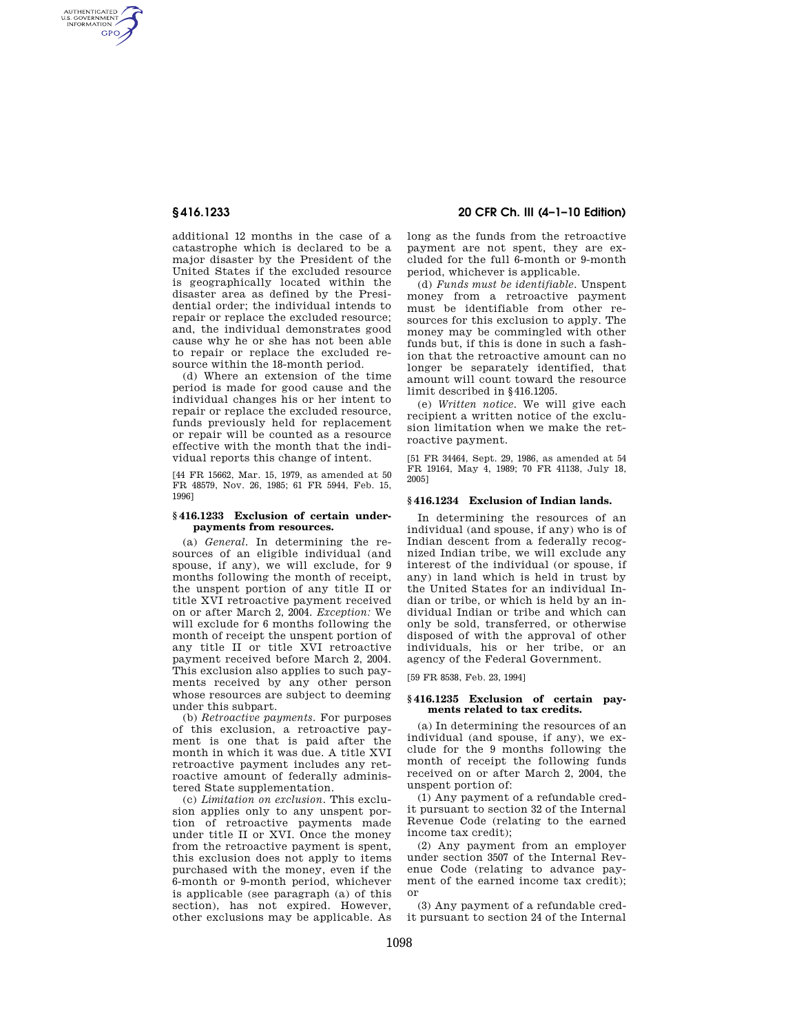additional 12 months in the case of a catastrophe which is declared to be a major disaster by the President of the United States if the excluded resource is geographically located within the disaster area as defined by the Presidential order; the individual intends to repair or replace the excluded resource; and, the individual demonstrates good cause why he or she has not been able to repair or replace the excluded resource within the 18-month period.

(d) Where an extension of the time period is made for good cause and the individual changes his or her intent to repair or replace the excluded resource, funds previously held for replacement or repair will be counted as a resource effective with the month that the individual reports this change of intent.

[44 FR 15662, Mar. 15, 1979, as amended at 50 FR 48579, Nov. 26, 1985; 61 FR 5944, Feb. 15, 1996]

### § 416.1233 Exclusion of certain underpayments from resources.

(a) *General.* In determining the resources of an eligible individual (and spouse, if any), we will exclude, for 9 months following the month of receipt, the unspent portion of any title II or title XVI retroactive payment received on or after March 2, 2004. *Exception:* We will exclude for 6 months following the month of receipt the unspent portion of any title II or title XVI retroactive payment received before March 2, 2004. This exclusion also applies to such payments received by any other person whose resources are subject to deeming under this subpart.

(b) *Retroactive payments.* For purposes of this exclusion, a retroactive payment is one that is paid after the month in which it was due. A title XVI retroactive payment includes any retroactive amount of federally administered State supplementation.

(c) *Limitation on exclusion.* This exclusion applies only to any unspent portion of retroactive payments made under title II or XVI. Once the money from the retroactive payment is spent, this exclusion does not apply to items purchased with the money, even if the 6-month or 9-month period, whichever is applicable (see paragraph (a) of this section), has not expired. However, other exclusions may be applicable. As long as the funds from the retroactive payment are not spent, they are excluded for the full 6-month or 9-month period, whichever is applicable.

(d) *Funds must be identifiable.* Unspent money from a retroactive payment must be identifiable from other resources for this exclusion to apply. The money may be commingled with other funds but, if this is done in such a fashion that the retroactive amount can no longer be separately identified, that amount will count toward the resource limit described in § 416.1205.

(e) *Written notice.* We will give each recipient a written notice of the exclusion limitation when we make the retroactive payment.

[51 FR 34464, Sept. 29, 1986, as amended at 54 FR 19164, May 4, 1989; 70 FR 41138, July 18, 2005]

### § 416.1234 Exclusion of Indian lands.

In determining the resources of an individual (and spouse, if any) who is of Indian descent from a federally recognized Indian tribe, we will exclude any interest of the individual (or spouse, if any) in land which is held in trust by the United States for an individual Indian or tribe, or which is held by an individual Indian or tribe and which can only be sold, transferred, or otherwise disposed of with the approval of other individuals, his or her tribe, or an agency of the Federal Government.

[59 FR 8538, Feb. 23, 1994]

### § 416.1235 Exclusion of certain payments related to tax credits.

(a) In determining the resources of an individual (and spouse, if any), we exclude for the 9 months following the month of receipt the following funds received on or after March 2, 2004, the unspent portion of:

(1) Any payment of a refundable credit pursuant to section 32 of the Internal Revenue Code (relating to the earned income tax credit);

(2) Any payment from an employer under section 3507 of the Internal Revenue Code (relating to advance payment of the earned income tax credit); or

(3) Any payment of a refundable credit pursuant to section 24 of the Internal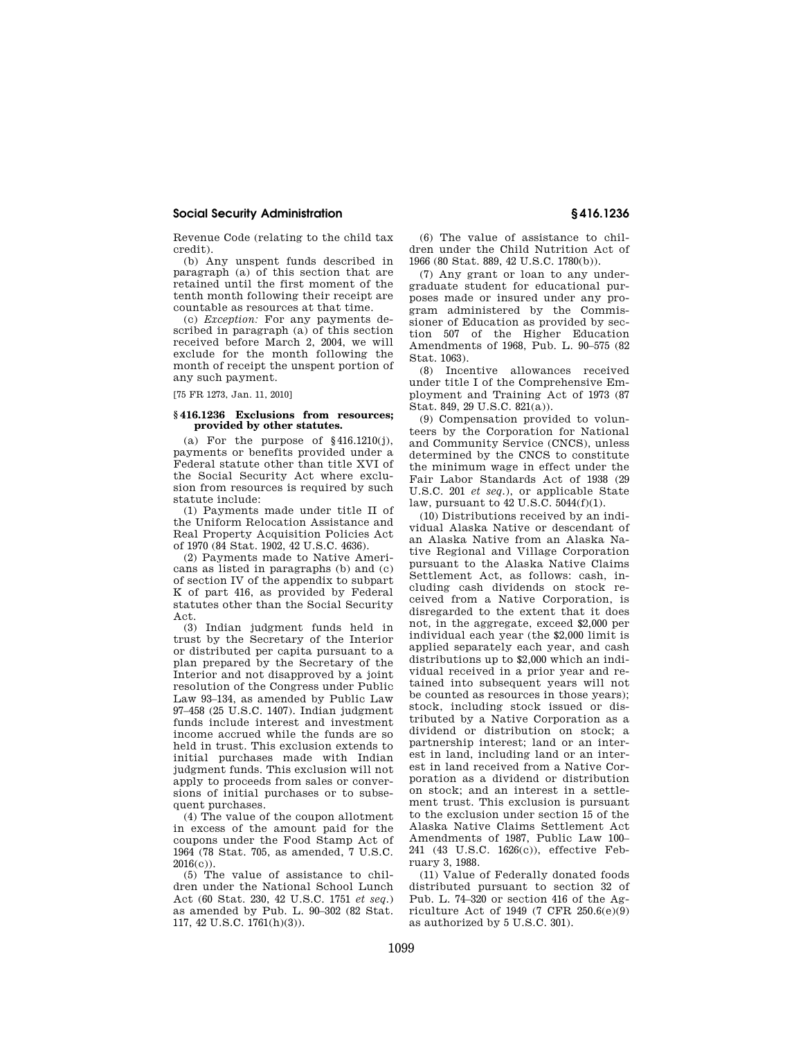Revenue Code (relating to the child tax credit).

(b) Any unspent funds described in paragraph (a) of this section that are retained until the first moment of the tenth month following their receipt are countable as resources at that time.

(c) *Exception:* For any payments described in paragraph (a) of this section received before March 2, 2004, we will exclude for the month following the month of receipt the unspent portion of any such payment.

[75 FR 1273, Jan. 11, 2010]

### § 416.1236 Exclusions from resources; provided by other statutes.

(a) For the purpose of § 416.1210(j), payments or benefits provided under a Federal statute other than title XVI of the Social Security Act where exclusion from resources is required by such statute include:

(1) Payments made under title II of the Uniform Relocation Assistance and Real Property Acquisition Policies Act of 1970 (84 Stat. 1902, 42 U.S.C. 4636).

(2) Payments made to Native Americans as listed in paragraphs (b) and (c) of section IV of the appendix to subpart K of part 416, as provided by Federal statutes other than the Social Security Act.

(3) Indian judgment funds held in trust by the Secretary of the Interior or distributed per capita pursuant to a plan prepared by the Secretary of the Interior and not disapproved by a joint resolution of the Congress under Public Law 93–134, as amended by Public Law 97–458 (25 U.S.C. 1407). Indian judgment funds include interest and investment income accrued while the funds are so held in trust. This exclusion extends to initial purchases made with Indian judgment funds. This exclusion will not apply to proceeds from sales or conversions of initial purchases or to subsequent purchases.

(4) The value of the coupon allotment in excess of the amount paid for the coupons under the Food Stamp Act of 1964 (78 Stat. 705, as amended, 7 U.S.C. 2016(c)).

(5) The value of assistance to children under the National School Lunch Act (60 Stat. 230, 42 U.S.C. 1751 *et seq.*) as amended by Pub. L. 90–302 (82 Stat. 117, 42 U.S.C. 1761(h)(3)).

(6) The value of assistance to children under the Child Nutrition Act of 1966 (80 Stat. 889, 42 U.S.C. 1780(b)).

(7) Any grant or loan to any undergraduate student for educational purposes made or insured under any program administered by the Commissioner of Education as provided by section 507 of the Higher Education Amendments of 1968, Pub. L. 90–575 (82 Stat. 1063).

(8) Incentive allowances received under title I of the Comprehensive Employment and Training Act of 1973 (87 Stat. 849, 29 U.S.C. 821(a)).

(9) Compensation provided to volunteers by the Corporation for National and Community Service (CNCS), unless determined by the CNCS to constitute the minimum wage in effect under the Fair Labor Standards Act of 1938 (29 U.S.C. 201 *et seq.*), or applicable State law, pursuant to 42 U.S.C. 5044(f)(1).

(10) Distributions received by an individual Alaska Native or descendant of an Alaska Native from an Alaska Native Regional and Village Corporation pursuant to the Alaska Native Claims Settlement Act, as follows: cash, including cash dividends on stock received from a Native Corporation, is disregarded to the extent that it does not, in the aggregate, exceed $2,000 per individual each year (the $2,000 limit is applied separately each year, and cash distributions up to $2,000 which an individual received in a prior year and retained into subsequent years will not be counted as resources in those years); stock, including stock issued or distributed by a Native Corporation as a dividend or distribution on stock; a partnership interest; land or an interest in land, including land or an interest in land received from a Native Corporation as a dividend or distribution on stock; and an interest in a settlement trust. This exclusion is pursuant to the exclusion under section 15 of the Alaska Native Claims Settlement Act Amendments of 1987, Public Law 100–241 (43 U.S.C. 1626(c)), effective February 3, 1988.

(11) Value of Federally donated foods distributed pursuant to section 32 of Pub. L. 74–320 or section 416 of the Agriculture Act of 1949 (7 CFR 250.6(e)(9) as authorized by 5 U.S.C. 301).